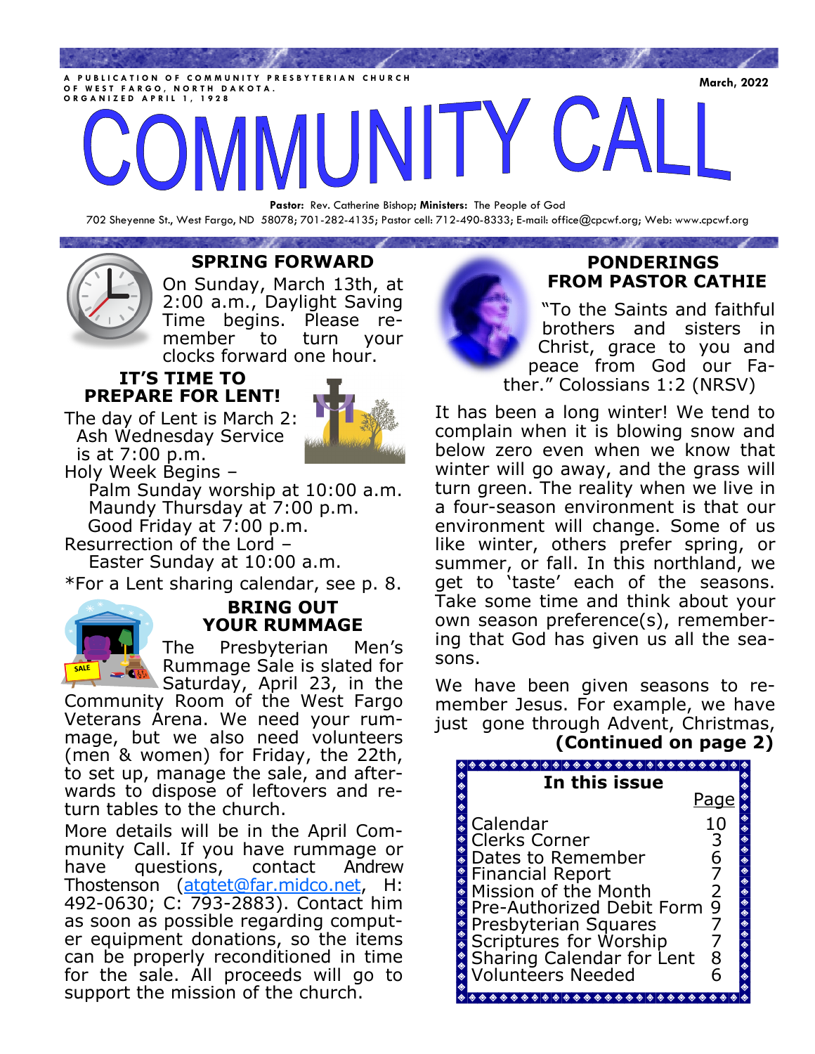A PUBLICATION OF COMMUNITY PRESBYTERIAN CHURCH OF WEST FARGO, NORTH DAKOTA. ORGANIZED APRIL 1, 1928

**March, 2022**

# COMMUNITY CALL

**Pastor:** Rev. Catherine Bishop; **Ministers:** The People of God

702 Sheyenne St., West Fargo, ND 58078; 701-282-4135; Pastor cell: 712-490-8333; E-mail: office@cpcwf.org; Web: www.cpcwf.org

## SPRING FORWARD

On Sunday, March 13th, at 2:00 a.m., Daylight Saving Time begins. Please remember to turn your clocks forward one hour.

## IT'S TIME TO PREPARE FOR LENT!

The day of Lent is March 2:
Ash Wednesday Service is at 7:00 p.m.

Holy Week Begins –
Palm Sunday worship at 10:00 a.m.
Maundy Thursday at 7:00 p.m.
Good Friday at 7:00 p.m.

Resurrection of the Lord –
Easter Sunday at 10:00 a.m.

*For a Lent sharing calendar, see p. 8.

## BRING OUT YOUR RUMMAGE

The Presbyterian Men's Rummage Sale is slated for Saturday, April 23, in the Community Room of the West Fargo Veterans Arena. We need your rummage, but we also need volunteers (men & women) for Friday, the 22th, to set up, manage the sale, and afterwards to dispose of leftovers and return tables to the church.

More details will be in the April Community Call. If you have rummage or have questions, contact Andrew Thostenson (atgtet@far.midco.net, H: 492-0630; C: 793-2883). Contact him as soon as possible regarding computer equipment donations, so the items can be properly reconditioned in time for the sale. All proceeds will go to support the mission of the church.

## PONDERINGS FROM PASTOR CATHIE

"To the Saints and faithful brothers and sisters in Christ, grace to you and peace from God our Father." Colossians 1:2 (NRSV)

It has been a long winter! We tend to complain when it is blowing snow and below zero even when we know that winter will go away, and the grass will turn green. The reality when we live in a four-season environment is that our environment will change. Some of us like winter, others prefer spring, or summer, or fall. In this northland, we get to 'taste' each of the seasons. Take some time and think about your own season preference(s), remembering that God has given us all the seasons.

We have been given seasons to remember Jesus. For example, we have just gone through Advent, Christmas,

**(Continued on page 2)**

| In this issue | Page |
|---|---|
| Calendar | 10 |
| Clerks Corner | 3 |
| Dates to Remember | 6 |
| Financial Report | 7 |
| Mission of the Month | 2 |
| Pre-Authorized Debit Form | 9 |
| Presbyterian Squares | 7 |
| Scriptures for Worship | 7 |
| Sharing Calendar for Lent | 8 |
| Volunteers Needed | 6 |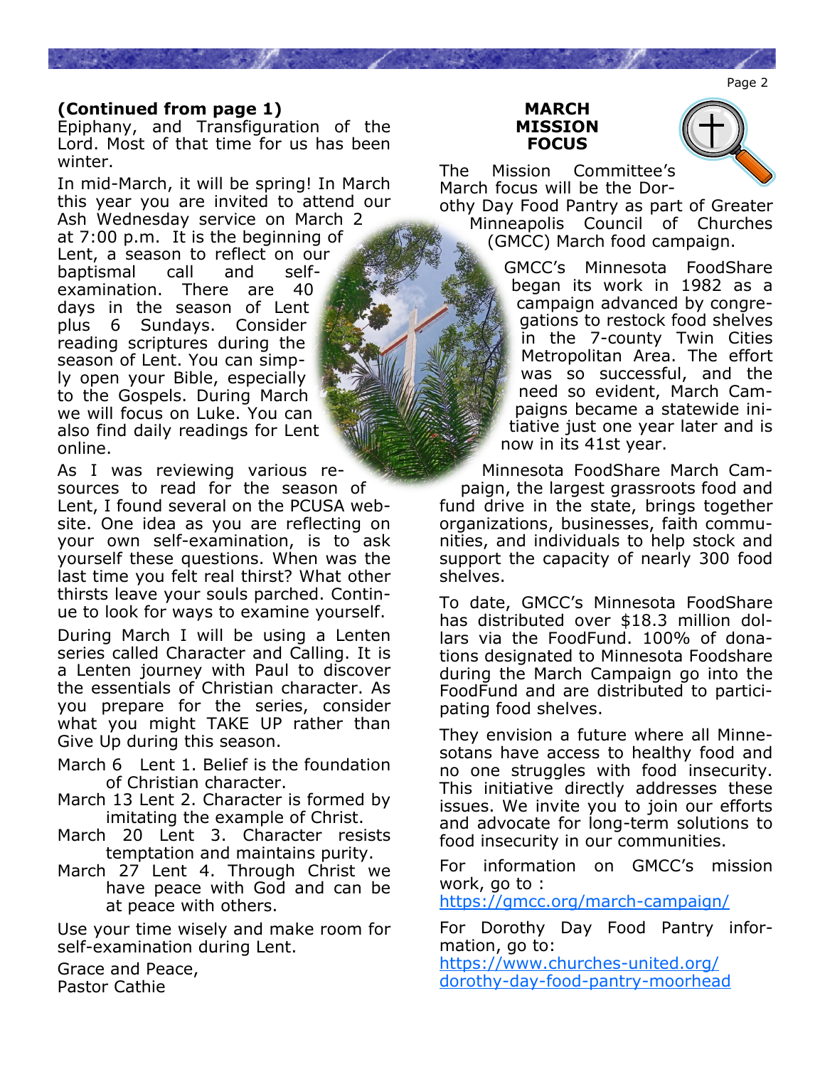**(Continued from page 1)**

Epiphany, and Transfiguration of the Lord. Most of that time for us has been winter.

In mid-March, it will be spring! In March this year you are invited to attend our Ash Wednesday service on March 2 at 7:00 p.m. It is the beginning of Lent, a season to reflect on our baptismal call and self-examination. There are 40 days in the season of Lent plus 6 Sundays. Consider reading scriptures during the season of Lent. You can simply open your Bible, especially to the Gospels. During March we will focus on Luke. You can also find daily readings for Lent online.

As I was reviewing various resources to read for the season of Lent, I found several on the PCUSA website. One idea as you are reflecting on your own self-examination, is to ask yourself these questions. When was the last time you felt real thirst? What other thirsts leave your souls parched. Continue to look for ways to examine yourself.

During March I will be using a Lenten series called Character and Calling. It is a Lenten journey with Paul to discover the essentials of Christian character. As you prepare for the series, consider what you might TAKE UP rather than Give Up during this season.

March 6 Lent 1. Belief is the foundation of Christian character.

March 13 Lent 2. Character is formed by imitating the example of Christ.

March 20 Lent 3. Character resists temptation and maintains purity.

March 27 Lent 4. Through Christ we have peace with God and can be at peace with others.

Use your time wisely and make room for self-examination during Lent.

Grace and Peace,
Pastor Cathie

## MARCH MISSION FOCUS

The Mission Committee's March focus will be the Dorothy Day Food Pantry as part of Greater Minneapolis Council of Churches (GMCC) March food campaign.

GMCC's Minnesota FoodShare began its work in 1982 as a campaign advanced by congregations to restock food shelves in the 7-county Twin Cities Metropolitan Area. The effort was so successful, and the need so evident, March Campaigns became a statewide initiative just one year later and is now in its 41st year.

Minnesota FoodShare March Campaign, the largest grassroots food and fund drive in the state, brings together organizations, businesses, faith communities, and individuals to help stock and support the capacity of nearly 300 food shelves.

To date, GMCC's Minnesota FoodShare has distributed over $18.3 million dollars via the FoodFund. 100% of donations designated to Minnesota Foodshare during the March Campaign go into the FoodFund and are distributed to participating food shelves.

They envision a future where all Minnesotans have access to healthy food and no one struggles with food insecurity. This initiative directly addresses these issues. We invite you to join our efforts and advocate for long-term solutions to food insecurity in our communities.

For information on GMCC's mission work, go to :
https://gmcc.org/march-campaign/

For Dorothy Day Food Pantry information, go to:
https://www.churches-united.org/dorothy-day-food-pantry-moorhead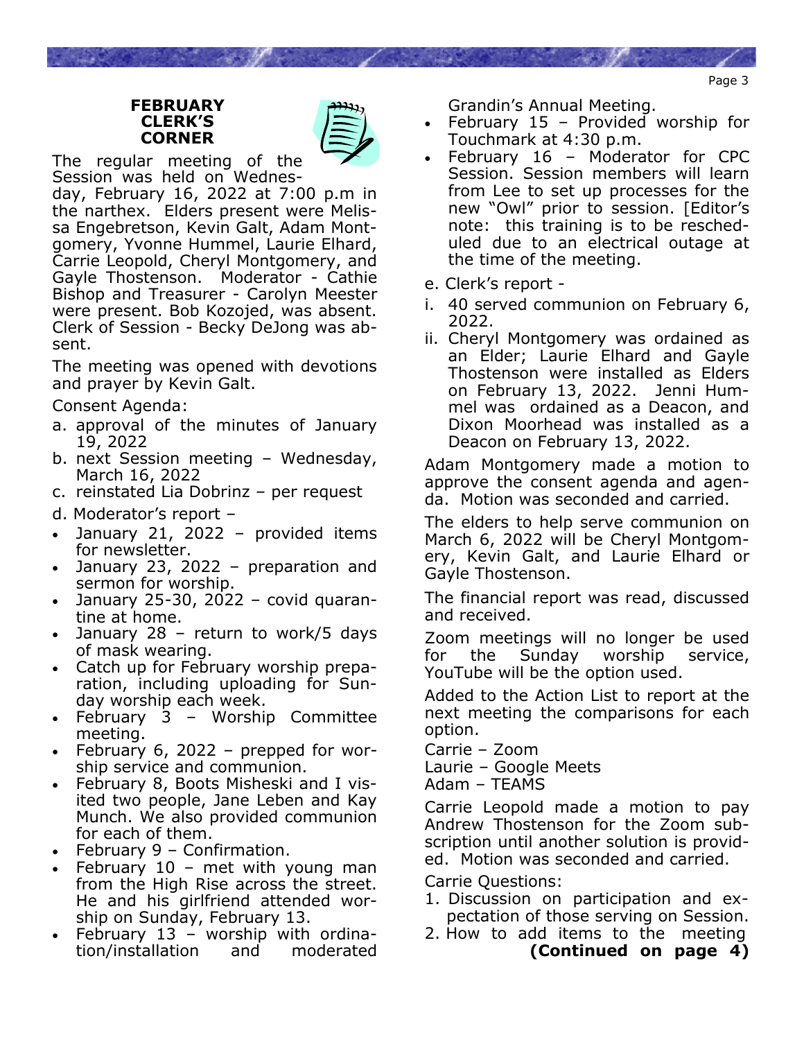## FEBRUARY CLERK'S CORNER

The regular meeting of the Session was held on Wednesday, February 16, 2022 at 7:00 p.m in the narthex. Elders present were Melissa Engebretson, Kevin Galt, Adam Montgomery, Yvonne Hummel, Laurie Elhard, Carrie Leopold, Cheryl Montgomery, and Gayle Thostenson. Moderator - Cathie Bishop and Treasurer - Carolyn Meester were present. Bob Kozojed, was absent. Clerk of Session - Becky DeJong was absent.

The meeting was opened with devotions and prayer by Kevin Galt.

Consent Agenda:

a. approval of the minutes of January 19, 2022
b. next Session meeting – Wednesday, March 16, 2022
c. reinstated Lia Dobrinz – per request
d. Moderator's report –

- January 21, 2022 – provided items for newsletter.
- January 23, 2022 – preparation and sermon for worship.
- January 25-30, 2022 – covid quarantine at home.
- January 28 – return to work/5 days of mask wearing.
- Catch up for February worship preparation, including uploading for Sunday worship each week.
- February 3 – Worship Committee meeting.
- February 6, 2022 – prepped for worship service and communion.
- February 8, Boots Misheski and I visited two people, Jane Leben and Kay Munch. We also provided communion for each of them.
- February 9 – Confirmation.
- February 10 – met with young man from the High Rise across the street. He and his girlfriend attended worship on Sunday, February 13.
- February 13 – worship with ordination/installation and moderated Grandin's Annual Meeting.
- February 15 – Provided worship for Touchmark at 4:30 p.m.
- February 16 – Moderator for CPC Session. Session members will learn from Lee to set up processes for the new "Owl" prior to session. [Editor's note: this training is to be rescheduled due to an electrical outage at the time of the meeting.

e. Clerk's report -

i. 40 served communion on February 6, 2022.
ii. Cheryl Montgomery was ordained as an Elder; Laurie Elhard and Gayle Thostenson were installed as Elders on February 13, 2022. Jenni Hummel was ordained as a Deacon, and Dixon Moorhead was installed as a Deacon on February 13, 2022.

Adam Montgomery made a motion to approve the consent agenda and agenda. Motion was seconded and carried.

The elders to help serve communion on March 6, 2022 will be Cheryl Montgomery, Kevin Galt, and Laurie Elhard or Gayle Thostenson.

The financial report was read, discussed and received.

Zoom meetings will no longer be used for the Sunday worship service, YouTube will be the option used.

Added to the Action List to report at the next meeting the comparisons for each option.

Carrie – Zoom
Laurie – Google Meets
Adam – TEAMS

Carrie Leopold made a motion to pay Andrew Thostenson for the Zoom subscription until another solution is provided. Motion was seconded and carried.

Carrie Questions:

1. Discussion on participation and expectation of those serving on Session.
2. How to add items to the meeting

**(Continued on page 4)**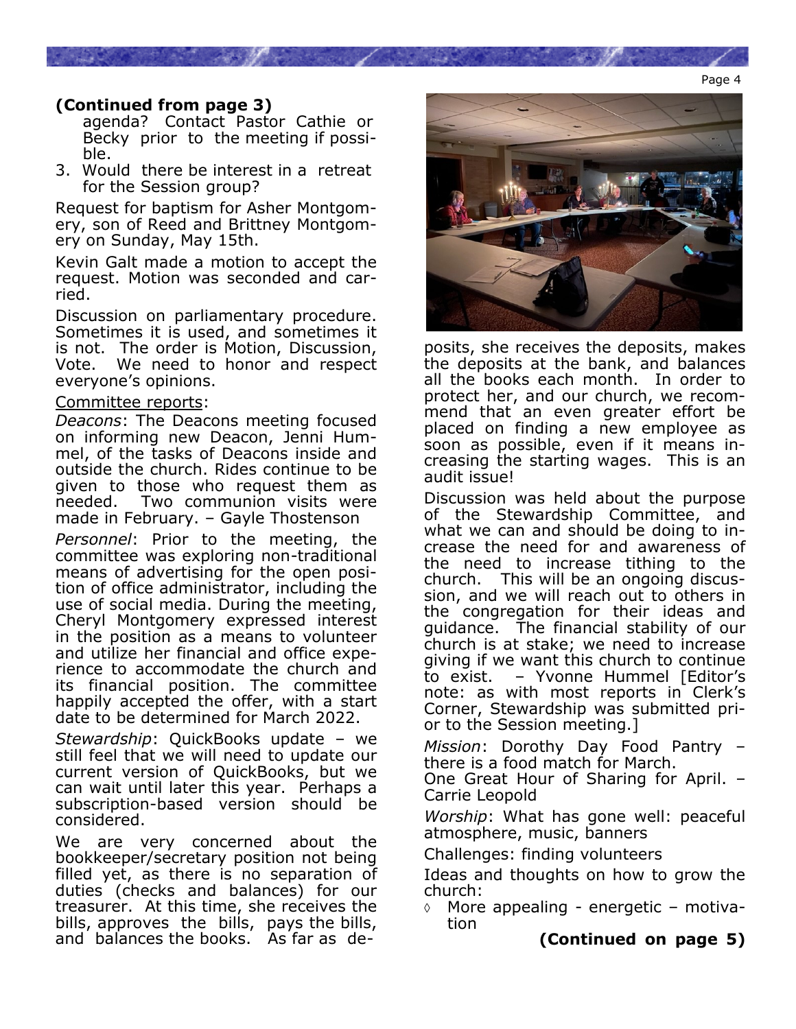**(Continued from page 3)**

agenda? Contact Pastor Cathie or Becky prior to the meeting if possible.

3. Would there be interest in a retreat for the Session group?

Request for baptism for Asher Montgomery, son of Reed and Brittney Montgomery on Sunday, May 15th.

Kevin Galt made a motion to accept the request. Motion was seconded and carried.

Discussion on parliamentary procedure. Sometimes it is used, and sometimes it is not. The order is Motion, Discussion, Vote. We need to honor and respect everyone's opinions.

Committee reports:

*Deacons*: The Deacons meeting focused on informing new Deacon, Jenni Hummel, of the tasks of Deacons inside and outside the church. Rides continue to be given to those who request them as needed. Two communion visits were made in February. – Gayle Thostenson

*Personnel*: Prior to the meeting, the committee was exploring non-traditional means of advertising for the open position of office administrator, including the use of social media. During the meeting, Cheryl Montgomery expressed interest in the position as a means to volunteer and utilize her financial and office experience to accommodate the church and its financial position. The committee happily accepted the offer, with a start date to be determined for March 2022.

*Stewardship*: QuickBooks update – we still feel that we will need to update our current version of QuickBooks, but we can wait until later this year. Perhaps a subscription-based version should be considered.

We are very concerned about the bookkeeper/secretary position not being filled yet, as there is no separation of duties (checks and balances) for our treasurer. At this time, she receives the bills, approves the bills, pays the bills, and balances the books. As far as deposits, she receives the deposits, makes the deposits at the bank, and balances all the books each month. In order to protect her, and our church, we recommend that an even greater effort be placed on finding a new employee as soon as possible, even if it means increasing the starting wages. This is an audit issue!

Discussion was held about the purpose of the Stewardship Committee, and what we can and should be doing to increase the need for and awareness of the need to increase tithing to the church. This will be an ongoing discussion, and we will reach out to others in the congregation for their ideas and guidance. The financial stability of our church is at stake; we need to increase giving if we want this church to continue to exist. – Yvonne Hummel [Editor's note: as with most reports in Clerk's Corner, Stewardship was submitted prior to the Session meeting.]

*Mission*: Dorothy Day Food Pantry – there is a food match for March.
One Great Hour of Sharing for April. – Carrie Leopold

*Worship*: What has gone well: peaceful atmosphere, music, banners

Challenges: finding volunteers

Ideas and thoughts on how to grow the church:

- More appealing - energetic – motivation

**(Continued on page 5)**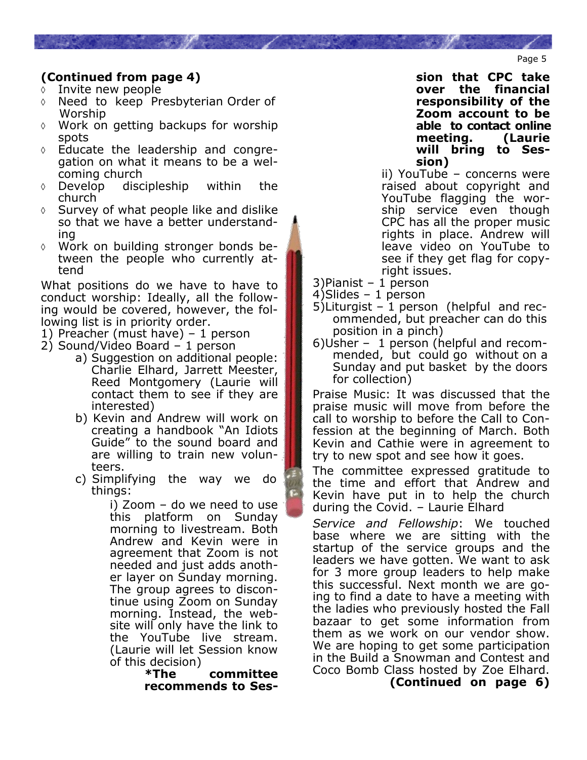**(Continued from page 4)**

- Invite new people
- Need to keep Presbyterian Order of Worship
- Work on getting backups for worship spots
- Educate the leadership and congregation on what it means to be a welcoming church
- Develop discipleship within the church
- Survey of what people like and dislike so that we have a better understanding
- Work on building stronger bonds between the people who currently attend

What positions do we have to have to conduct worship: Ideally, all the following would be covered, however, the following list is in priority order.

1) Preacher (must have) – 1 person
2) Sound/Video Board – 1 person
   a) Suggestion on additional people: Charlie Elhard, Jarrett Meester, Reed Montgomery (Laurie will contact them to see if they are interested)
   b) Kevin and Andrew will work on creating a handbook "An Idiots Guide" to the sound board and are willing to train new volunteers.
   c) Simplifying the way we do things:
      i) Zoom – do we need to use this platform on Sunday morning to livestream. Both Andrew and Kevin were in agreement that Zoom is not needed and just adds another layer on Sunday morning. The group agrees to discontinue using Zoom on Sunday morning. Instead, the website will only have the link to the YouTube live stream. (Laurie will let Session know of this decision)
      **\*The committee recommends to Session that CPC take over the financial responsibility of the Zoom account to be able to contact online meeting. (Laurie will bring to Session)**
      ii) YouTube – concerns were raised about copyright and YouTube flagging the worship service even though CPC has all the proper music rights in place. Andrew will leave video on YouTube to see if they get flag for copyright issues.
3) Pianist – 1 person
4) Slides – 1 person
5) Liturgist – 1 person (helpful and recommended, but preacher can do this position in a pinch)
6) Usher – 1 person (helpful and recommended, but could go without on a Sunday and put basket by the doors for collection)

Praise Music: It was discussed that the praise music will move from before the call to worship to before the Call to Confession at the beginning of March. Both Kevin and Cathie were in agreement to try to new spot and see how it goes.

The committee expressed gratitude to the time and effort that Andrew and Kevin have put in to help the church during the Covid. – Laurie Elhard

*Service and Fellowship*: We touched base where we are sitting with the startup of the service groups and the leaders we have gotten. We want to ask for 3 more group leaders to help make this successful. Next month we are going to find a date to have a meeting with the ladies who previously hosted the Fall bazaar to get some information from them as we work on our vendor show. We are hoping to get some participation in the Build a Snowman and Contest and Coco Bomb Class hosted by Zoe Elhard.

**(Continued on page 6)**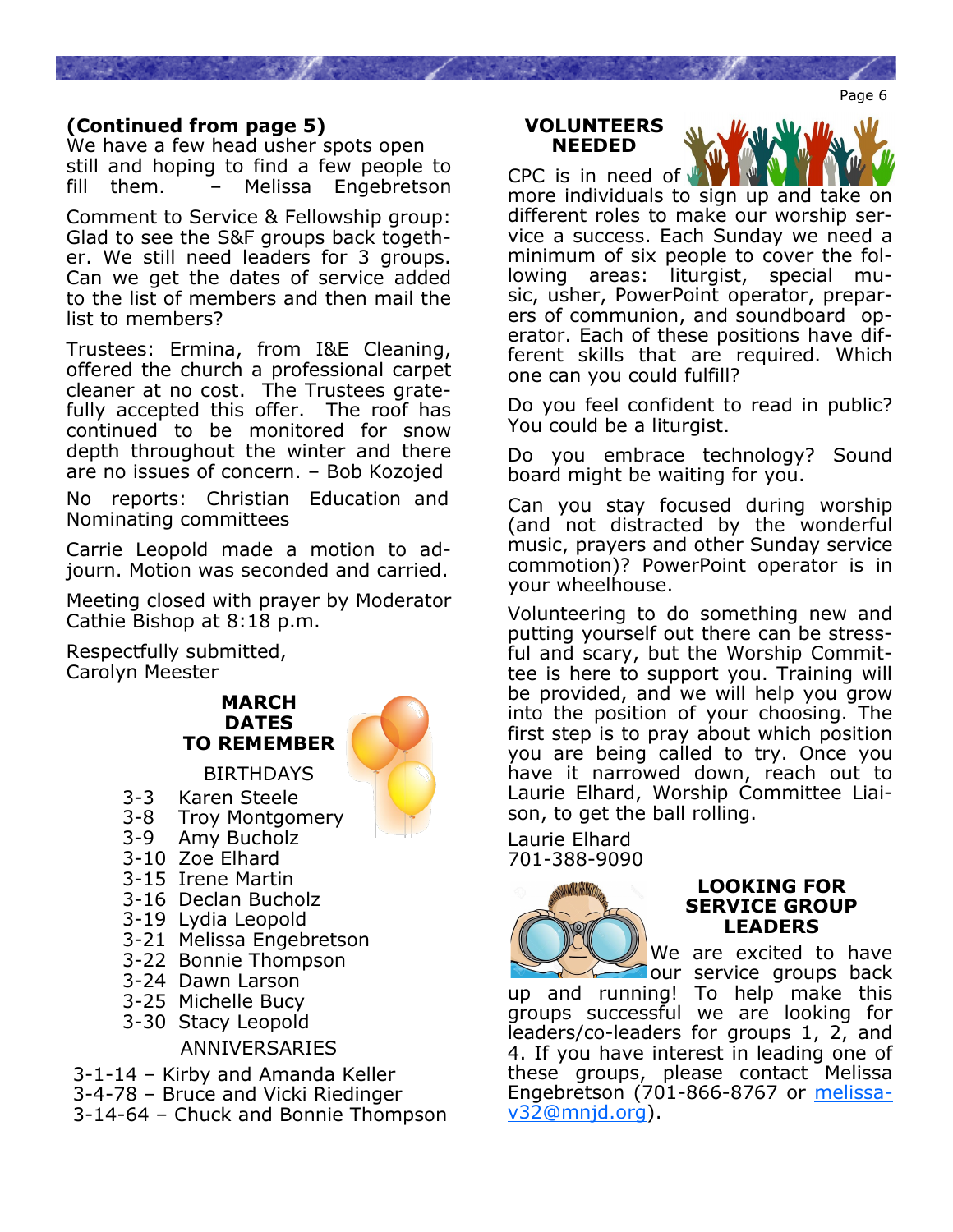**(Continued from page 5)**
We have a few head usher spots open still and hoping to find a few people to fill them. – Melissa Engebretson

Comment to Service & Fellowship group: Glad to see the S&F groups back together. We still need leaders for 3 groups. Can we get the dates of service added to the list of members and then mail the list to members?

Trustees: Ermina, from I&E Cleaning, offered the church a professional carpet cleaner at no cost. The Trustees gratefully accepted this offer. The roof has continued to be monitored for snow depth throughout the winter and there are no issues of concern. – Bob Kozojed

No reports: Christian Education and Nominating committees

Carrie Leopold made a motion to adjourn. Motion was seconded and carried.

Meeting closed with prayer by Moderator Cathie Bishop at 8:18 p.m.

Respectfully submitted,
Carolyn Meester

## MARCH DATES TO REMEMBER

BIRTHDAYS

3-3 Karen Steele
3-8 Troy Montgomery
3-9 Amy Bucholz
3-10 Zoe Elhard
3-15 Irene Martin
3-16 Declan Bucholz
3-19 Lydia Leopold
3-21 Melissa Engebretson
3-22 Bonnie Thompson
3-24 Dawn Larson
3-25 Michelle Bucy
3-30 Stacy Leopold

ANNIVERSARIES

3-1-14 – Kirby and Amanda Keller
3-4-78 – Bruce and Vicki Riedinger
3-14-64 – Chuck and Bonnie Thompson

## VOLUNTEERS NEEDED

CPC is in need of more individuals to sign up and take on different roles to make our worship service a success. Each Sunday we need a minimum of six people to cover the following areas: liturgist, special music, usher, PowerPoint operator, preparers of communion, and soundboard operator. Each of these positions have different skills that are required. Which one can you could fulfill?

Do you feel confident to read in public? You could be a liturgist.

Do you embrace technology? Sound board might be waiting for you.

Can you stay focused during worship (and not distracted by the wonderful music, prayers and other Sunday service commotion)? PowerPoint operator is in your wheelhouse.

Volunteering to do something new and putting yourself out there can be stressful and scary, but the Worship Committee is here to support you. Training will be provided, and we will help you grow into the position of your choosing. The first step is to pray about which position you are being called to try. Once you have it narrowed down, reach out to Laurie Elhard, Worship Committee Liaison, to get the ball rolling.

Laurie Elhard
701-388-9090

## LOOKING FOR SERVICE GROUP LEADERS

We are excited to have our service groups back up and running! To help make this groups successful we are looking for leaders/co-leaders for groups 1, 2, and 4. If you have interest in leading one of these groups, please contact Melissa Engebretson (701-866-8767 or melissa-v32@mnjd.org).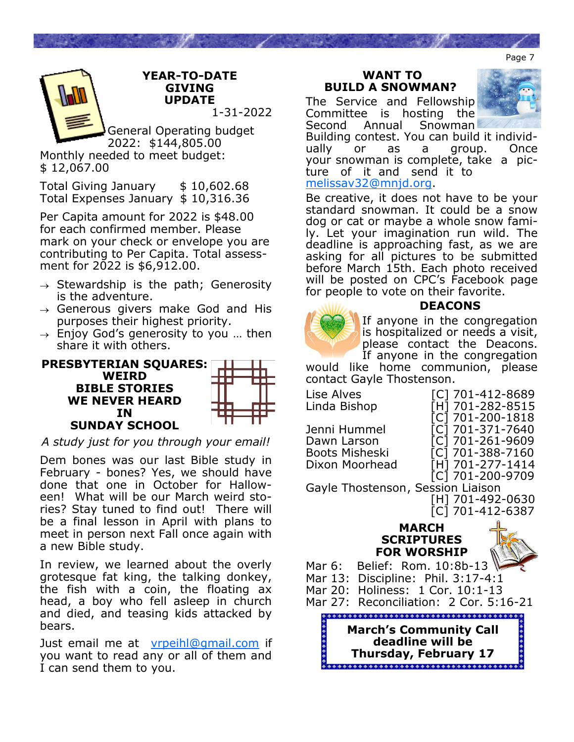## YEAR-TO-DATE GIVING UPDATE

1-31-2022

General Operating budget 2022: $144,805.00

Monthly needed to meet budget: $ 12,067.00

Total Giving January $ 10,602.68
Total Expenses January $ 10,316.36

Per Capita amount for 2022 is $48.00 for each confirmed member. Please mark on your check or envelope you are contributing to Per Capita. Total assessment for 2022 is $6,912.00.

- Stewardship is the path; Generosity is the adventure.
- Generous givers make God and His purposes their highest priority.
- Enjoy God's generosity to you … then share it with others.

## PRESBYTERIAN SQUARES: WEIRD BIBLE STORIES WE NEVER HEARD IN SUNDAY SCHOOL

*A study just for you through your email!*

Dem bones was our last Bible study in February - bones? Yes, we should have done that one in October for Halloween! What will be our March weird stories? Stay tuned to find out! There will be a final lesson in April with plans to meet in person next Fall once again with a new Bible study.

In review, we learned about the overly grotesque fat king, the talking donkey, the fish with a coin, the floating ax head, a boy who fell asleep in church and died, and teasing kids attacked by bears.

Just email me at vrpeihl@gmail.com if you want to read any or all of them and I can send them to you.

## WANT TO BUILD A SNOWMAN?

The Service and Fellowship Committee is hosting the Second Annual Snowman Building contest. You can build it individually or as a group. Once your snowman is complete, take a picture of it and send it to melissav32@mnjd.org.

Be creative, it does not have to be your standard snowman. It could be a snow dog or cat or maybe a whole snow family. Let your imagination run wild. The deadline is approaching fast, as we are asking for all pictures to be submitted before March 15th. Each photo received will be posted on CPC's Facebook page for people to vote on their favorite.

## DEACONS

If anyone in the congregation is hospitalized or needs a visit, please contact the Deacons. If anyone in the congregation would like home communion, please contact Gayle Thostenson.

| | |
|---|---|
| Lise Alves | [C] 701-412-8689 |
| Linda Bishop | [H] 701-282-8515 |
| | [C] 701-200-1818 |
| Jenni Hummel | [C] 701-371-7640 |
| Dawn Larson | [C] 701-261-9609 |
| Boots Misheski | [C] 701-388-7160 |
| Dixon Moorhead | [H] 701-277-1414 |
| | [C] 701-200-9709 |
| Gayle Thostenson, Session Liaison | |
| | [H] 701-492-0630 |
| | [C] 701-412-6387 |

## MARCH SCRIPTURES FOR WORSHIP

Mar 6: Belief: Rom. 10:8b-13
Mar 13: Discipline: Phil. 3:17-4:1
Mar 20: Holiness: 1 Cor. 10:1-13
Mar 27: Reconciliation: 2 Cor. 5:16-21

**March's Community Call deadline will be Thursday, February 17**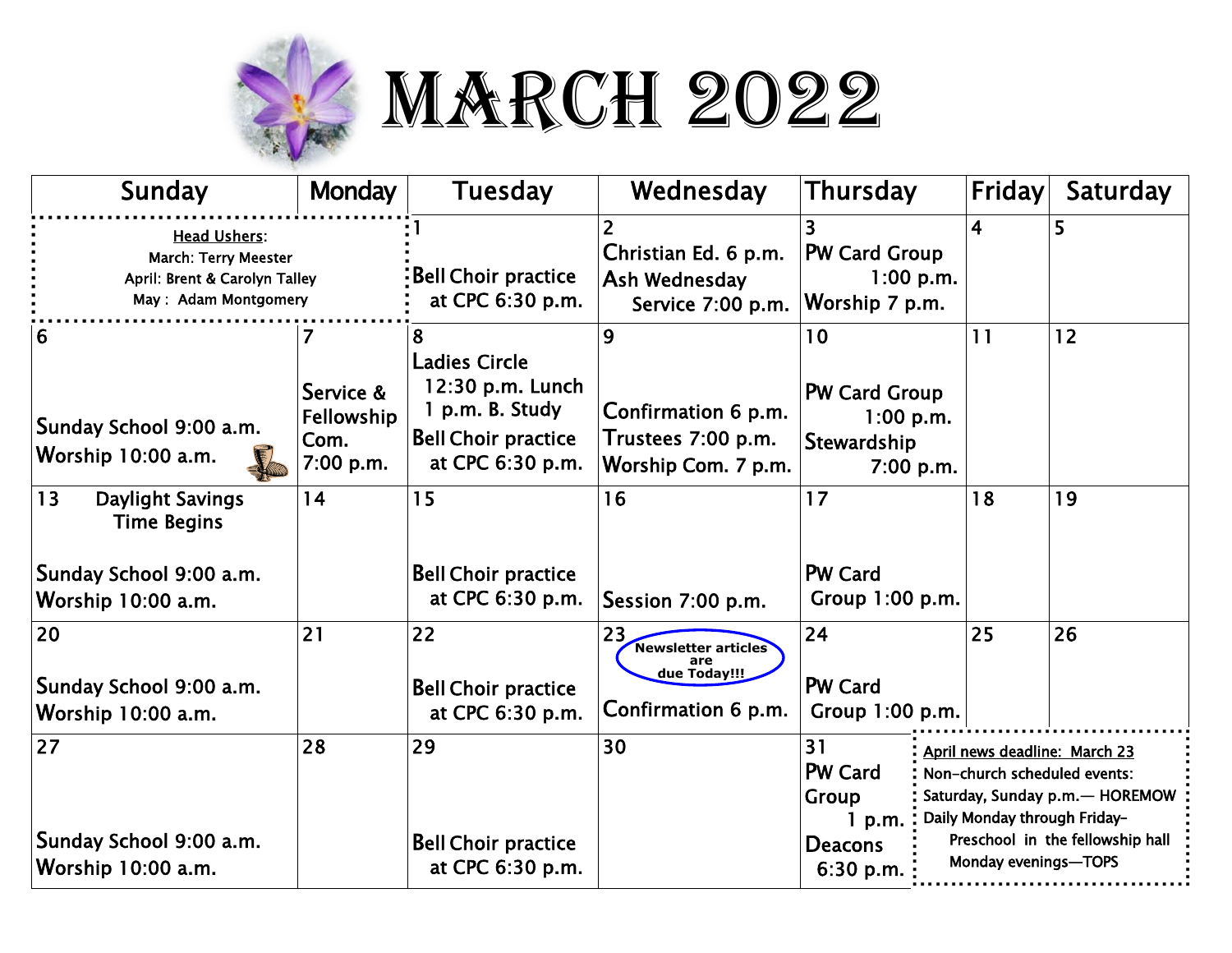# MARCH 2022

| Sunday | Monday | Tuesday | Wednesday | Thursday | Friday | Saturday |
|---|---|---|---|---|---|---|
| **Head Ushers**: March: Terry Meester; April: Brent & Carolyn Talley; May : Adam Montgomery | | 1<br>Bell Choir practice at CPC 6:30 p.m. | 2<br>Christian Ed. 6 p.m.<br>Ash Wednesday Service 7:00 p.m. | 3<br>PW Card Group 1:00 p.m.<br>Worship 7 p.m. | 4 | 5 |
| 6<br>Sunday School 9:00 a.m.<br>Worship 10:00 a.m. | 7<br>Service & Fellowship Com. 7:00 p.m. | 8<br>Ladies Circle 12:30 p.m. Lunch 1 p.m. B. Study<br>Bell Choir practice at CPC 6:30 p.m. | 9<br>Confirmation 6 p.m.<br>Trustees 7:00 p.m.<br>Worship Com. 7 p.m. | 10<br>PW Card Group 1:00 p.m.<br>Stewardship 7:00 p.m. | 11 | 12 |
| 13 Daylight Savings Time Begins<br>Sunday School 9:00 a.m.<br>Worship 10:00 a.m. | 14 | 15<br>Bell Choir practice at CPC 6:30 p.m. | 16<br>Session 7:00 p.m. | 17<br>PW Card Group 1:00 p.m. | 18 | 19 |
| 20<br>Sunday School 9:00 a.m.<br>Worship 10:00 a.m. | 21 | 22<br>Bell Choir practice at CPC 6:30 p.m. | 23<br>Newsletter articles are due Today!!!<br>Confirmation 6 p.m. | 24<br>PW Card Group 1:00 p.m. | 25 | 26 |
| 27<br>Sunday School 9:00 a.m.<br>Worship 10:00 a.m. | 28 | 29<br>Bell Choir practice at CPC 6:30 p.m. | 30 | 31<br>PW Card Group 1 p.m.<br>Deacons 6:30 p.m. | | |

April news deadline: March 23

Non-church scheduled events:

Saturday, Sunday p.m.— HOREMOW

Daily Monday through Friday– Preschool in the fellowship hall

Monday evenings—TOPS